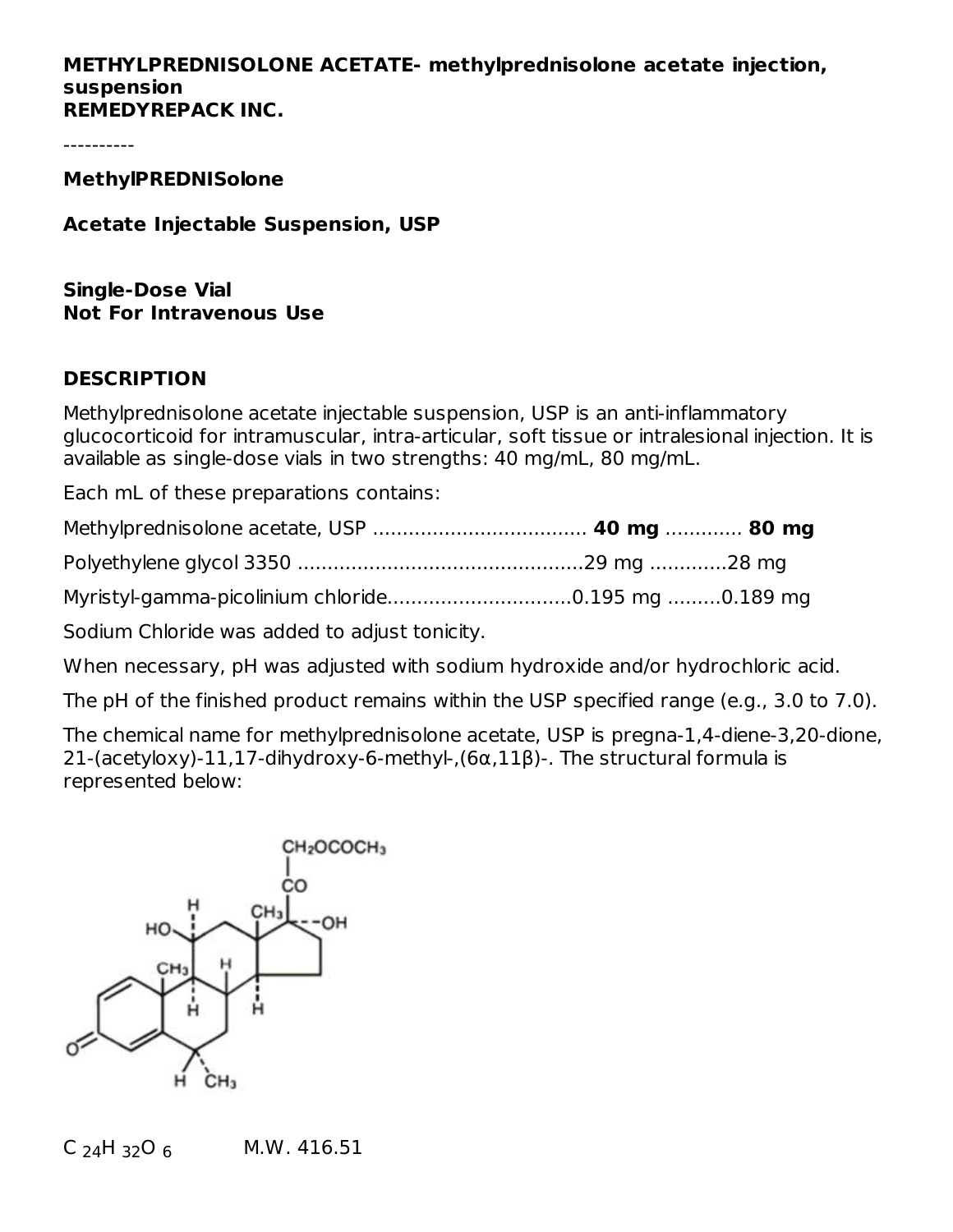**METHYLPREDNISOLONE ACETATE- methylprednisolone acetate injection, suspension**
**REMEDYREPACK INC.**

----------

**MethylPREDNISolone**

**Acetate Injectable Suspension, USP**

**Single-Dose Vial**
**Not For Intravenous Use**

## DESCRIPTION

Methylprednisolone acetate injectable suspension, USP is an anti-inflammatory glucocorticoid for intramuscular, intra-articular, soft tissue or intralesional injection. It is available as single-dose vials in two strengths: 40 mg/mL, 80 mg/mL.

Each mL of these preparations contains:

Methylprednisolone acetate, USP .................................... **40 mg** ............ **80 mg**

Polyethylene glycol 3350 ................................................29 mg ............28 mg

Myristyl-gamma-picolinium chloride..............................0.195 mg .........0.189 mg

Sodium Chloride was added to adjust tonicity.

When necessary, pH was adjusted with sodium hydroxide and/or hydrochloric acid.

The pH of the finished product remains within the USP specified range (e.g., 3.0 to 7.0).

The chemical name for methylprednisolone acetate, USP is pregna-1,4-diene-3,20-dione, 21-(acetyloxy)-11,17-dihydroxy-6-methyl-,(6α,11β)-. The structural formula is represented below:

$C_{24}H_{32}O_6$ M.W. 416.51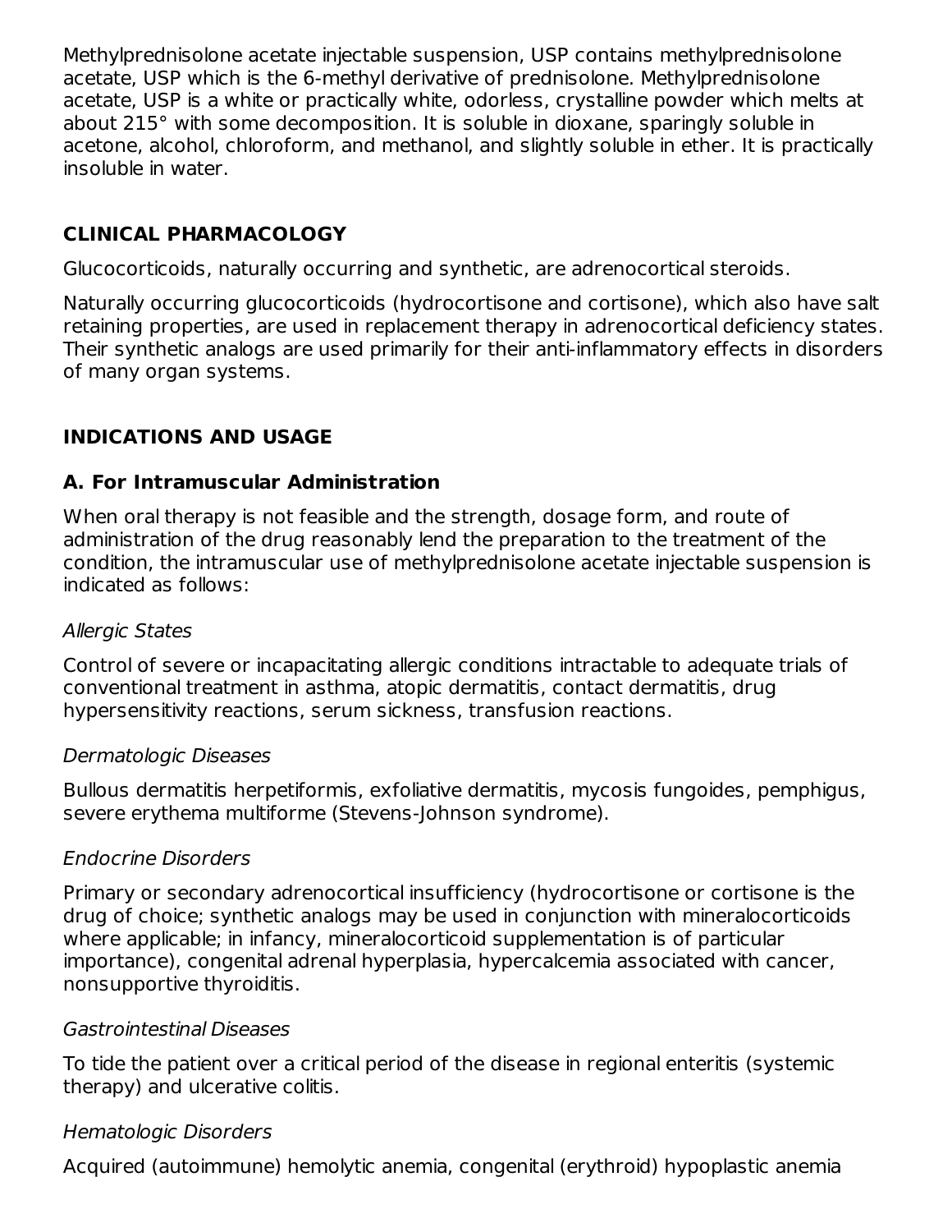Methylprednisolone acetate injectable suspension, USP contains methylprednisolone acetate, USP which is the 6-methyl derivative of prednisolone. Methylprednisolone acetate, USP is a white or practically white, odorless, crystalline powder which melts at about 215° with some decomposition. It is soluble in dioxane, sparingly soluble in acetone, alcohol, chloroform, and methanol, and slightly soluble in ether. It is practically insoluble in water.

## CLINICAL PHARMACOLOGY

Glucocorticoids, naturally occurring and synthetic, are adrenocortical steroids.

Naturally occurring glucocorticoids (hydrocortisone and cortisone), which also have salt retaining properties, are used in replacement therapy in adrenocortical deficiency states. Their synthetic analogs are used primarily for their anti-inflammatory effects in disorders of many organ systems.

## INDICATIONS AND USAGE

### A. For Intramuscular Administration

When oral therapy is not feasible and the strength, dosage form, and route of administration of the drug reasonably lend the preparation to the treatment of the condition, the intramuscular use of methylprednisolone acetate injectable suspension is indicated as follows:

*Allergic States*

Control of severe or incapacitating allergic conditions intractable to adequate trials of conventional treatment in asthma, atopic dermatitis, contact dermatitis, drug hypersensitivity reactions, serum sickness, transfusion reactions.

*Dermatologic Diseases*

Bullous dermatitis herpetiformis, exfoliative dermatitis, mycosis fungoides, pemphigus, severe erythema multiforme (Stevens-Johnson syndrome).

*Endocrine Disorders*

Primary or secondary adrenocortical insufficiency (hydrocortisone or cortisone is the drug of choice; synthetic analogs may be used in conjunction with mineralocorticoids where applicable; in infancy, mineralocorticoid supplementation is of particular importance), congenital adrenal hyperplasia, hypercalcemia associated with cancer, nonsupportive thyroiditis.

*Gastrointestinal Diseases*

To tide the patient over a critical period of the disease in regional enteritis (systemic therapy) and ulcerative colitis.

*Hematologic Disorders*

Acquired (autoimmune) hemolytic anemia, congenital (erythroid) hypoplastic anemia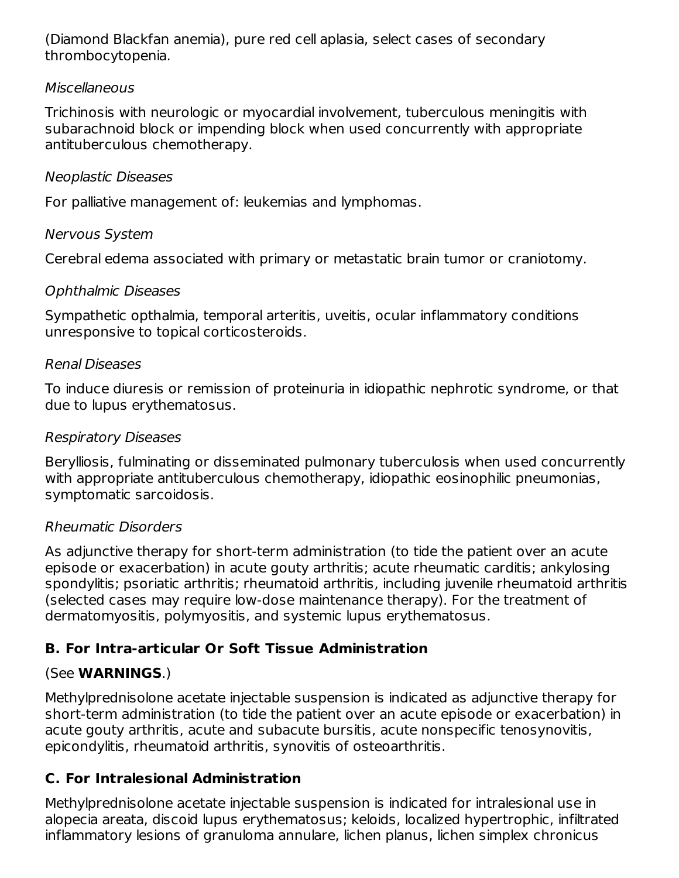(Diamond Blackfan anemia), pure red cell aplasia, select cases of secondary thrombocytopenia.

*Miscellaneous*

Trichinosis with neurologic or myocardial involvement, tuberculous meningitis with subarachnoid block or impending block when used concurrently with appropriate antituberculous chemotherapy.

*Neoplastic Diseases*

For palliative management of: leukemias and lymphomas.

*Nervous System*

Cerebral edema associated with primary or metastatic brain tumor or craniotomy.

*Ophthalmic Diseases*

Sympathetic opthalmia, temporal arteritis, uveitis, ocular inflammatory conditions unresponsive to topical corticosteroids.

*Renal Diseases*

To induce diuresis or remission of proteinuria in idiopathic nephrotic syndrome, or that due to lupus erythematosus.

*Respiratory Diseases*

Berylliosis, fulminating or disseminated pulmonary tuberculosis when used concurrently with appropriate antituberculous chemotherapy, idiopathic eosinophilic pneumonias, symptomatic sarcoidosis.

*Rheumatic Disorders*

As adjunctive therapy for short-term administration (to tide the patient over an acute episode or exacerbation) in acute gouty arthritis; acute rheumatic carditis; ankylosing spondylitis; psoriatic arthritis; rheumatoid arthritis, including juvenile rheumatoid arthritis (selected cases may require low-dose maintenance therapy). For the treatment of dermatomyositis, polymyositis, and systemic lupus erythematosus.

### B. For Intra-articular Or Soft Tissue Administration

(See **WARNINGS**.)

Methylprednisolone acetate injectable suspension is indicated as adjunctive therapy for short-term administration (to tide the patient over an acute episode or exacerbation) in acute gouty arthritis, acute and subacute bursitis, acute nonspecific tenosynovitis, epicondylitis, rheumatoid arthritis, synovitis of osteoarthritis.

### C. For Intralesional Administration

Methylprednisolone acetate injectable suspension is indicated for intralesional use in alopecia areata, discoid lupus erythematosus; keloids, localized hypertrophic, infiltrated inflammatory lesions of granuloma annulare, lichen planus, lichen simplex chronicus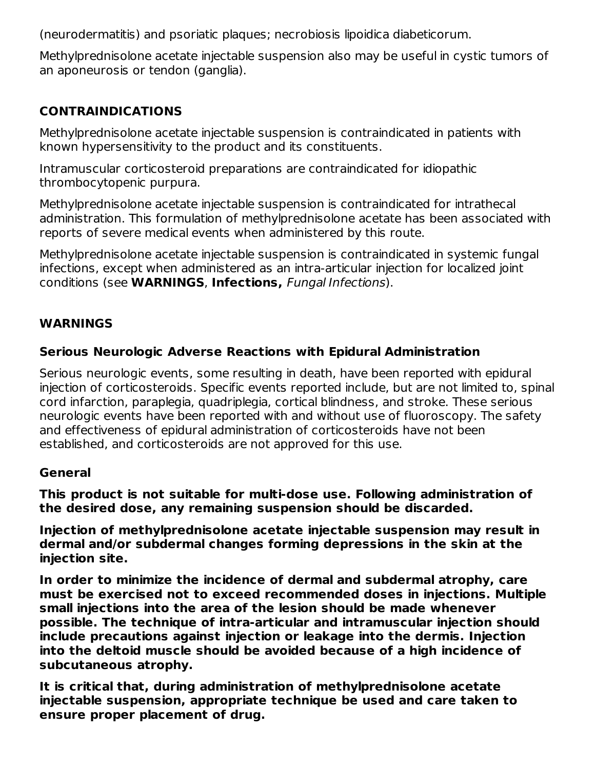(neurodermatitis) and psoriatic plaques; necrobiosis lipoidica diabeticorum.

Methylprednisolone acetate injectable suspension also may be useful in cystic tumors of an aponeurosis or tendon (ganglia).

## CONTRAINDICATIONS

Methylprednisolone acetate injectable suspension is contraindicated in patients with known hypersensitivity to the product and its constituents.

Intramuscular corticosteroid preparations are contraindicated for idiopathic thrombocytopenic purpura.

Methylprednisolone acetate injectable suspension is contraindicated for intrathecal administration. This formulation of methylprednisolone acetate has been associated with reports of severe medical events when administered by this route.

Methylprednisolone acetate injectable suspension is contraindicated in systemic fungal infections, except when administered as an intra-articular injection for localized joint conditions (see **WARNINGS**, **Infections,** *Fungal Infections*).

## WARNINGS

### Serious Neurologic Adverse Reactions with Epidural Administration

Serious neurologic events, some resulting in death, have been reported with epidural injection of corticosteroids. Specific events reported include, but are not limited to, spinal cord infarction, paraplegia, quadriplegia, cortical blindness, and stroke. These serious neurologic events have been reported with and without use of fluoroscopy. The safety and effectiveness of epidural administration of corticosteroids have not been established, and corticosteroids are not approved for this use.

### General

**This product is not suitable for multi-dose use. Following administration of the desired dose, any remaining suspension should be discarded.**

**Injection of methylprednisolone acetate injectable suspension may result in dermal and/or subdermal changes forming depressions in the skin at the injection site.**

**In order to minimize the incidence of dermal and subdermal atrophy, care must be exercised not to exceed recommended doses in injections. Multiple small injections into the area of the lesion should be made whenever possible. The technique of intra-articular and intramuscular injection should include precautions against injection or leakage into the dermis. Injection into the deltoid muscle should be avoided because of a high incidence of subcutaneous atrophy.**

**It is critical that, during administration of methylprednisolone acetate injectable suspension, appropriate technique be used and care taken to ensure proper placement of drug.**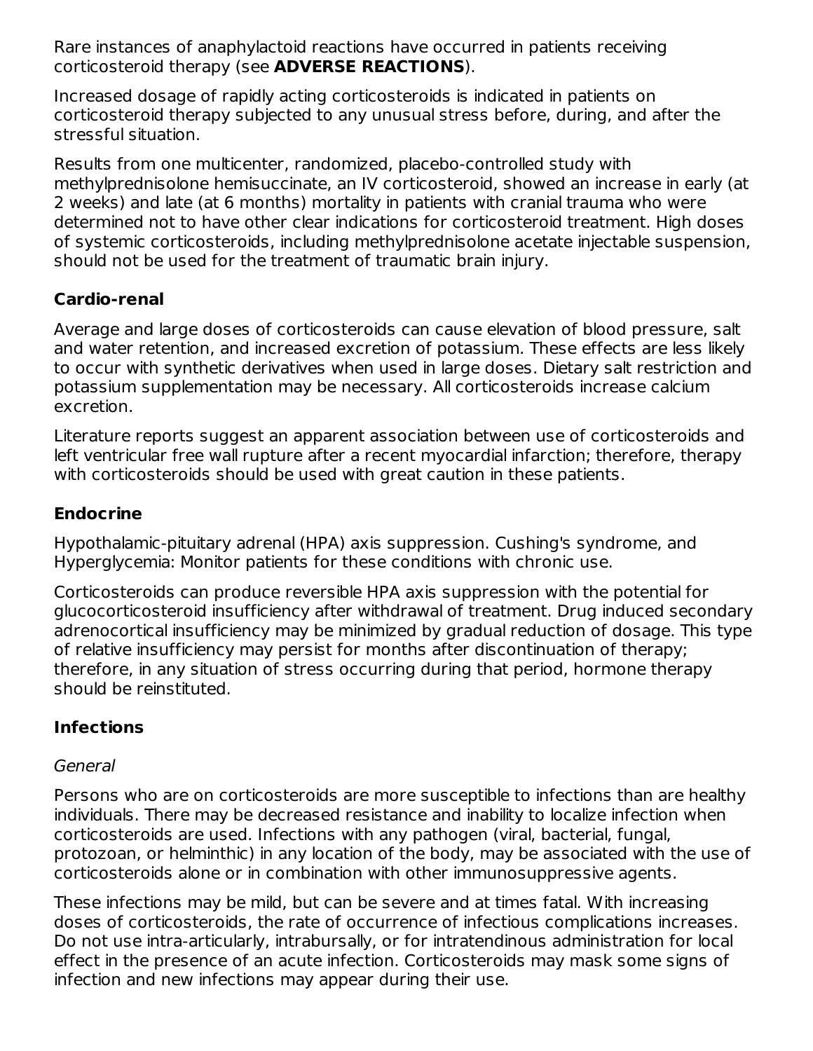Rare instances of anaphylactoid reactions have occurred in patients receiving corticosteroid therapy (see **ADVERSE REACTIONS**).

Increased dosage of rapidly acting corticosteroids is indicated in patients on corticosteroid therapy subjected to any unusual stress before, during, and after the stressful situation.

Results from one multicenter, randomized, placebo-controlled study with methylprednisolone hemisuccinate, an IV corticosteroid, showed an increase in early (at 2 weeks) and late (at 6 months) mortality in patients with cranial trauma who were determined not to have other clear indications for corticosteroid treatment. High doses of systemic corticosteroids, including methylprednisolone acetate injectable suspension, should not be used for the treatment of traumatic brain injury.

**Cardio-renal**

Average and large doses of corticosteroids can cause elevation of blood pressure, salt and water retention, and increased excretion of potassium. These effects are less likely to occur with synthetic derivatives when used in large doses. Dietary salt restriction and potassium supplementation may be necessary. All corticosteroids increase calcium excretion.

Literature reports suggest an apparent association between use of corticosteroids and left ventricular free wall rupture after a recent myocardial infarction; therefore, therapy with corticosteroids should be used with great caution in these patients.

**Endocrine**

Hypothalamic-pituitary adrenal (HPA) axis suppression. Cushing's syndrome, and Hyperglycemia: Monitor patients for these conditions with chronic use.

Corticosteroids can produce reversible HPA axis suppression with the potential for glucocorticosteroid insufficiency after withdrawal of treatment. Drug induced secondary adrenocortical insufficiency may be minimized by gradual reduction of dosage. This type of relative insufficiency may persist for months after discontinuation of therapy; therefore, in any situation of stress occurring during that period, hormone therapy should be reinstituted.

**Infections**

*General*

Persons who are on corticosteroids are more susceptible to infections than are healthy individuals. There may be decreased resistance and inability to localize infection when corticosteroids are used. Infections with any pathogen (viral, bacterial, fungal, protozoan, or helminthic) in any location of the body, may be associated with the use of corticosteroids alone or in combination with other immunosuppressive agents.

These infections may be mild, but can be severe and at times fatal. With increasing doses of corticosteroids, the rate of occurrence of infectious complications increases. Do not use intra-articularly, intrabursally, or for intratendinous administration for local effect in the presence of an acute infection. Corticosteroids may mask some signs of infection and new infections may appear during their use.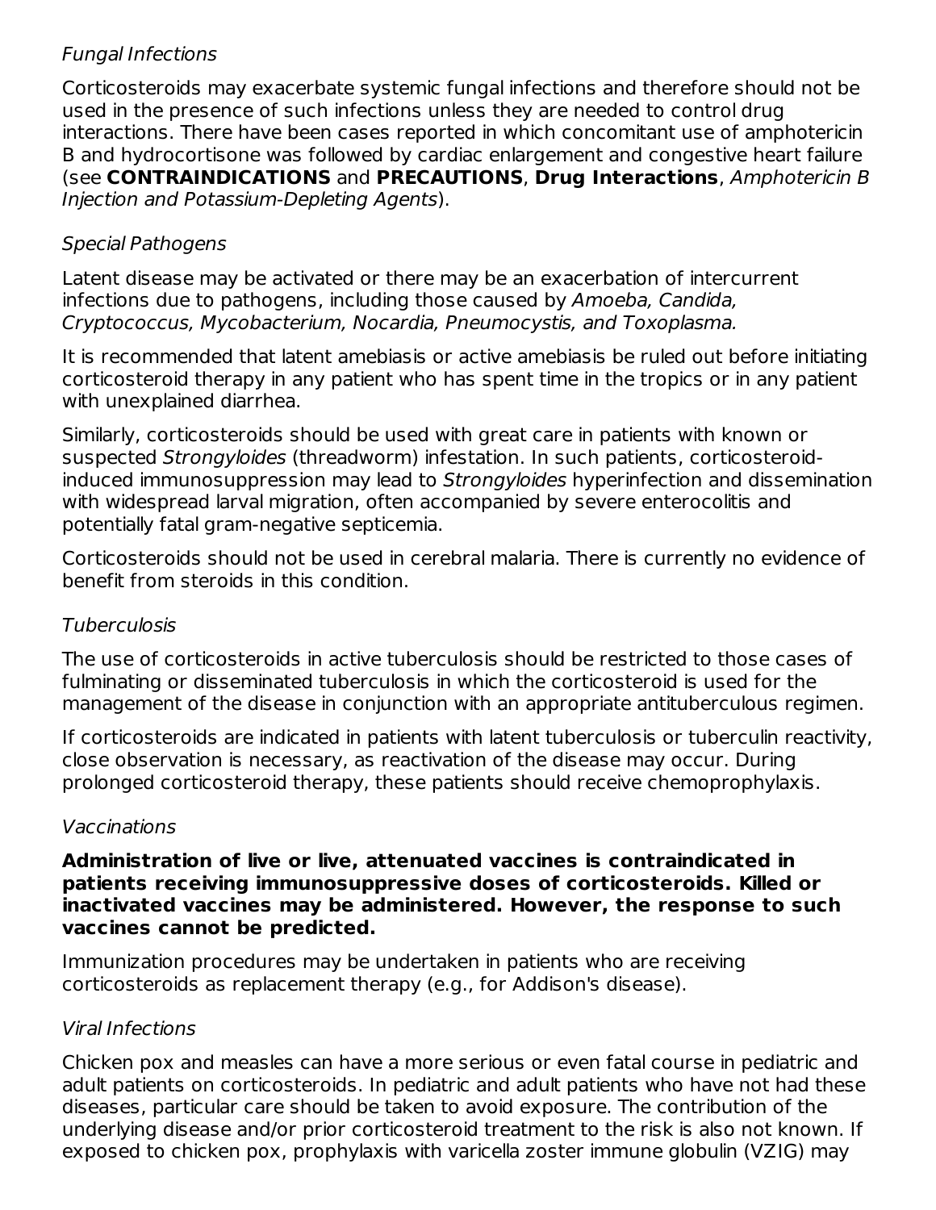*Fungal Infections*

Corticosteroids may exacerbate systemic fungal infections and therefore should not be used in the presence of such infections unless they are needed to control drug interactions. There have been cases reported in which concomitant use of amphotericin B and hydrocortisone was followed by cardiac enlargement and congestive heart failure (see **CONTRAINDICATIONS** and **PRECAUTIONS**, **Drug Interactions**, *Amphotericin B Injection and Potassium-Depleting Agents*).

*Special Pathogens*

Latent disease may be activated or there may be an exacerbation of intercurrent infections due to pathogens, including those caused by *Amoeba, Candida, Cryptococcus, Mycobacterium, Nocardia, Pneumocystis, and Toxoplasma.*

It is recommended that latent amebiasis or active amebiasis be ruled out before initiating corticosteroid therapy in any patient who has spent time in the tropics or in any patient with unexplained diarrhea.

Similarly, corticosteroids should be used with great care in patients with known or suspected *Strongyloides* (threadworm) infestation. In such patients, corticosteroid-induced immunosuppression may lead to *Strongyloides* hyperinfection and dissemination with widespread larval migration, often accompanied by severe enterocolitis and potentially fatal gram-negative septicemia.

Corticosteroids should not be used in cerebral malaria. There is currently no evidence of benefit from steroids in this condition.

*Tuberculosis*

The use of corticosteroids in active tuberculosis should be restricted to those cases of fulminating or disseminated tuberculosis in which the corticosteroid is used for the management of the disease in conjunction with an appropriate antituberculous regimen.

If corticosteroids are indicated in patients with latent tuberculosis or tuberculin reactivity, close observation is necessary, as reactivation of the disease may occur. During prolonged corticosteroid therapy, these patients should receive chemoprophylaxis.

*Vaccinations*

**Administration of live or live, attenuated vaccines is contraindicated in patients receiving immunosuppressive doses of corticosteroids. Killed or inactivated vaccines may be administered. However, the response to such vaccines cannot be predicted.**

Immunization procedures may be undertaken in patients who are receiving corticosteroids as replacement therapy (e.g., for Addison's disease).

*Viral Infections*

Chicken pox and measles can have a more serious or even fatal course in pediatric and adult patients on corticosteroids. In pediatric and adult patients who have not had these diseases, particular care should be taken to avoid exposure. The contribution of the underlying disease and/or prior corticosteroid treatment to the risk is also not known. If exposed to chicken pox, prophylaxis with varicella zoster immune globulin (VZIG) may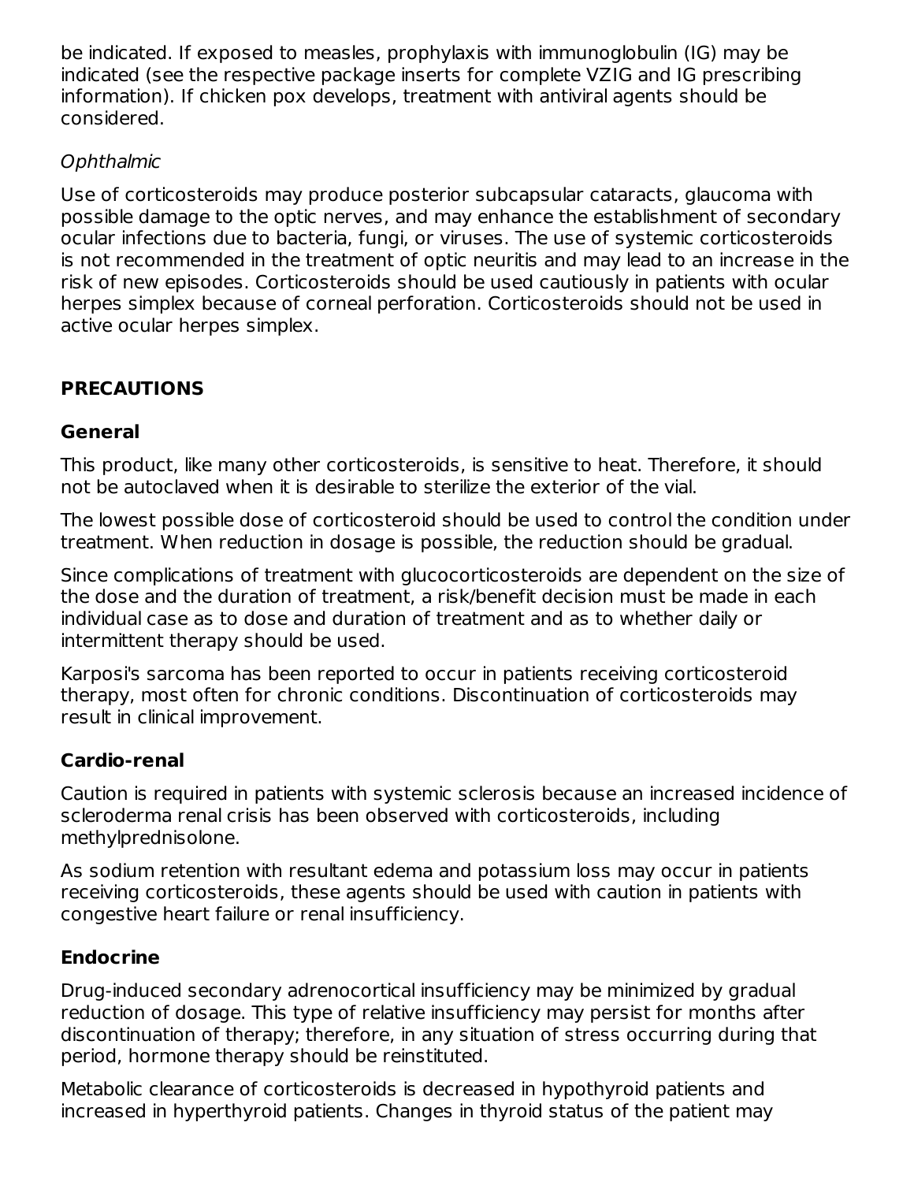be indicated. If exposed to measles, prophylaxis with immunoglobulin (IG) may be indicated (see the respective package inserts for complete VZIG and IG prescribing information). If chicken pox develops, treatment with antiviral agents should be considered.

*Ophthalmic*

Use of corticosteroids may produce posterior subcapsular cataracts, glaucoma with possible damage to the optic nerves, and may enhance the establishment of secondary ocular infections due to bacteria, fungi, or viruses. The use of systemic corticosteroids is not recommended in the treatment of optic neuritis and may lead to an increase in the risk of new episodes. Corticosteroids should be used cautiously in patients with ocular herpes simplex because of corneal perforation. Corticosteroids should not be used in active ocular herpes simplex.

## PRECAUTIONS

### General

This product, like many other corticosteroids, is sensitive to heat. Therefore, it should not be autoclaved when it is desirable to sterilize the exterior of the vial.

The lowest possible dose of corticosteroid should be used to control the condition under treatment. When reduction in dosage is possible, the reduction should be gradual.

Since complications of treatment with glucocorticosteroids are dependent on the size of the dose and the duration of treatment, a risk/benefit decision must be made in each individual case as to dose and duration of treatment and as to whether daily or intermittent therapy should be used.

Karposi's sarcoma has been reported to occur in patients receiving corticosteroid therapy, most often for chronic conditions. Discontinuation of corticosteroids may result in clinical improvement.

### Cardio-renal

Caution is required in patients with systemic sclerosis because an increased incidence of scleroderma renal crisis has been observed with corticosteroids, including methylprednisolone.

As sodium retention with resultant edema and potassium loss may occur in patients receiving corticosteroids, these agents should be used with caution in patients with congestive heart failure or renal insufficiency.

### Endocrine

Drug-induced secondary adrenocortical insufficiency may be minimized by gradual reduction of dosage. This type of relative insufficiency may persist for months after discontinuation of therapy; therefore, in any situation of stress occurring during that period, hormone therapy should be reinstituted.

Metabolic clearance of corticosteroids is decreased in hypothyroid patients and increased in hyperthyroid patients. Changes in thyroid status of the patient may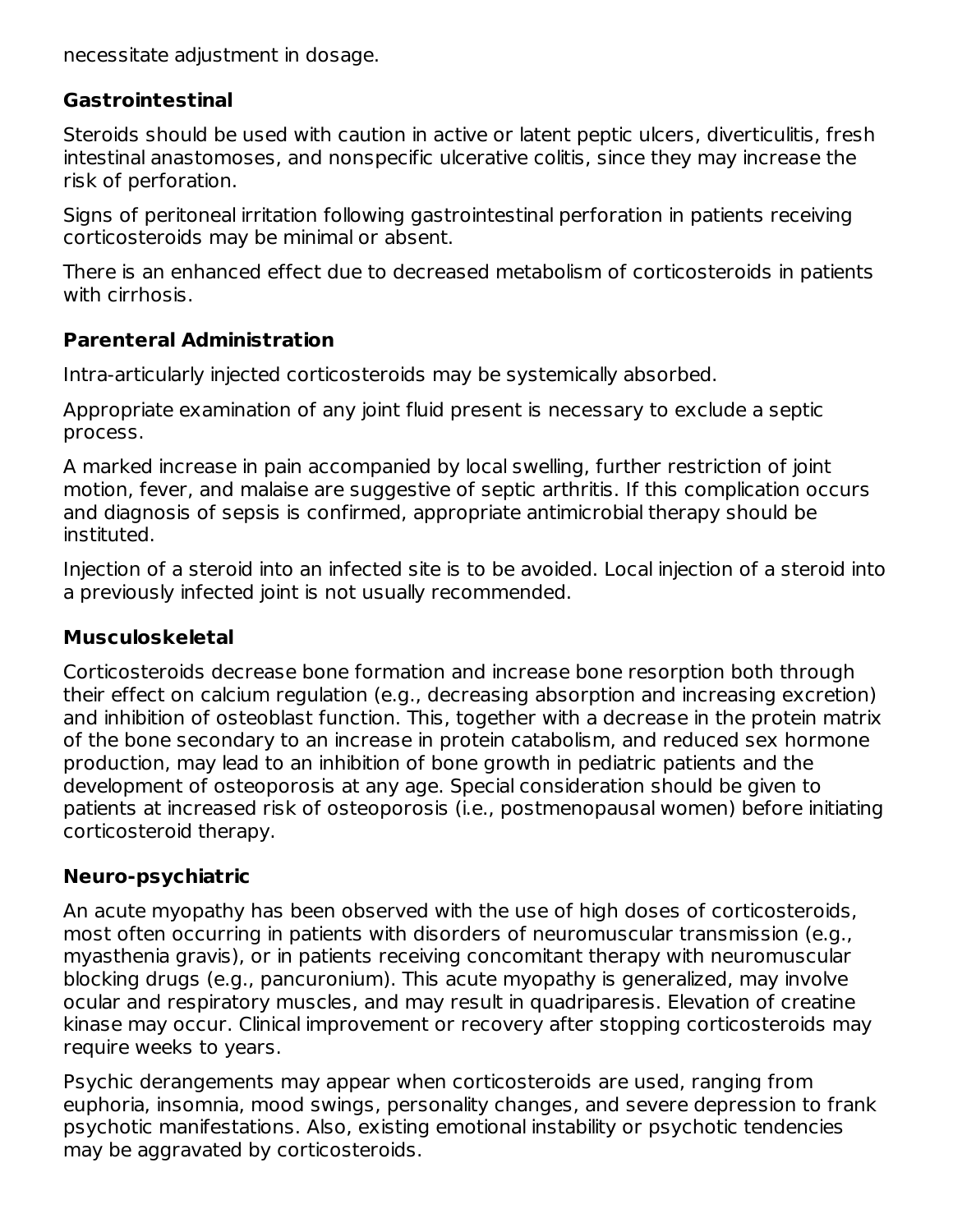necessitate adjustment in dosage.

### Gastrointestinal

Steroids should be used with caution in active or latent peptic ulcers, diverticulitis, fresh intestinal anastomoses, and nonspecific ulcerative colitis, since they may increase the risk of perforation.

Signs of peritoneal irritation following gastrointestinal perforation in patients receiving corticosteroids may be minimal or absent.

There is an enhanced effect due to decreased metabolism of corticosteroids in patients with cirrhosis.

### Parenteral Administration

Intra-articularly injected corticosteroids may be systemically absorbed.

Appropriate examination of any joint fluid present is necessary to exclude a septic process.

A marked increase in pain accompanied by local swelling, further restriction of joint motion, fever, and malaise are suggestive of septic arthritis. If this complication occurs and diagnosis of sepsis is confirmed, appropriate antimicrobial therapy should be instituted.

Injection of a steroid into an infected site is to be avoided. Local injection of a steroid into a previously infected joint is not usually recommended.

### Musculoskeletal

Corticosteroids decrease bone formation and increase bone resorption both through their effect on calcium regulation (e.g., decreasing absorption and increasing excretion) and inhibition of osteoblast function. This, together with a decrease in the protein matrix of the bone secondary to an increase in protein catabolism, and reduced sex hormone production, may lead to an inhibition of bone growth in pediatric patients and the development of osteoporosis at any age. Special consideration should be given to patients at increased risk of osteoporosis (i.e., postmenopausal women) before initiating corticosteroid therapy.

### Neuro-psychiatric

An acute myopathy has been observed with the use of high doses of corticosteroids, most often occurring in patients with disorders of neuromuscular transmission (e.g., myasthenia gravis), or in patients receiving concomitant therapy with neuromuscular blocking drugs (e.g., pancuronium). This acute myopathy is generalized, may involve ocular and respiratory muscles, and may result in quadriparesis. Elevation of creatine kinase may occur. Clinical improvement or recovery after stopping corticosteroids may require weeks to years.

Psychic derangements may appear when corticosteroids are used, ranging from euphoria, insomnia, mood swings, personality changes, and severe depression to frank psychotic manifestations. Also, existing emotional instability or psychotic tendencies may be aggravated by corticosteroids.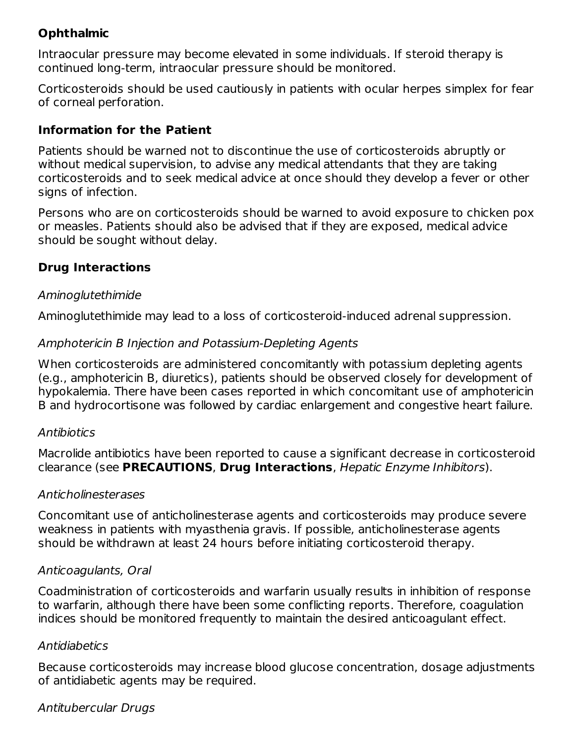### Ophthalmic

Intraocular pressure may become elevated in some individuals. If steroid therapy is continued long-term, intraocular pressure should be monitored.

Corticosteroids should be used cautiously in patients with ocular herpes simplex for fear of corneal perforation.

### Information for the Patient

Patients should be warned not to discontinue the use of corticosteroids abruptly or without medical supervision, to advise any medical attendants that they are taking corticosteroids and to seek medical advice at once should they develop a fever or other signs of infection.

Persons who are on corticosteroids should be warned to avoid exposure to chicken pox or measles. Patients should also be advised that if they are exposed, medical advice should be sought without delay.

### Drug Interactions

*Aminoglutethimide*

Aminoglutethimide may lead to a loss of corticosteroid-induced adrenal suppression.

*Amphotericin B Injection and Potassium-Depleting Agents*

When corticosteroids are administered concomitantly with potassium depleting agents (e.g., amphotericin B, diuretics), patients should be observed closely for development of hypokalemia. There have been cases reported in which concomitant use of amphotericin B and hydrocortisone was followed by cardiac enlargement and congestive heart failure.

*Antibiotics*

Macrolide antibiotics have been reported to cause a significant decrease in corticosteroid clearance (see **PRECAUTIONS**, **Drug Interactions**, *Hepatic Enzyme Inhibitors*).

*Anticholinesterases*

Concomitant use of anticholinesterase agents and corticosteroids may produce severe weakness in patients with myasthenia gravis. If possible, anticholinesterase agents should be withdrawn at least 24 hours before initiating corticosteroid therapy.

*Anticoagulants, Oral*

Coadministration of corticosteroids and warfarin usually results in inhibition of response to warfarin, although there have been some conflicting reports. Therefore, coagulation indices should be monitored frequently to maintain the desired anticoagulant effect.

*Antidiabetics*

Because corticosteroids may increase blood glucose concentration, dosage adjustments of antidiabetic agents may be required.

*Antitubercular Drugs*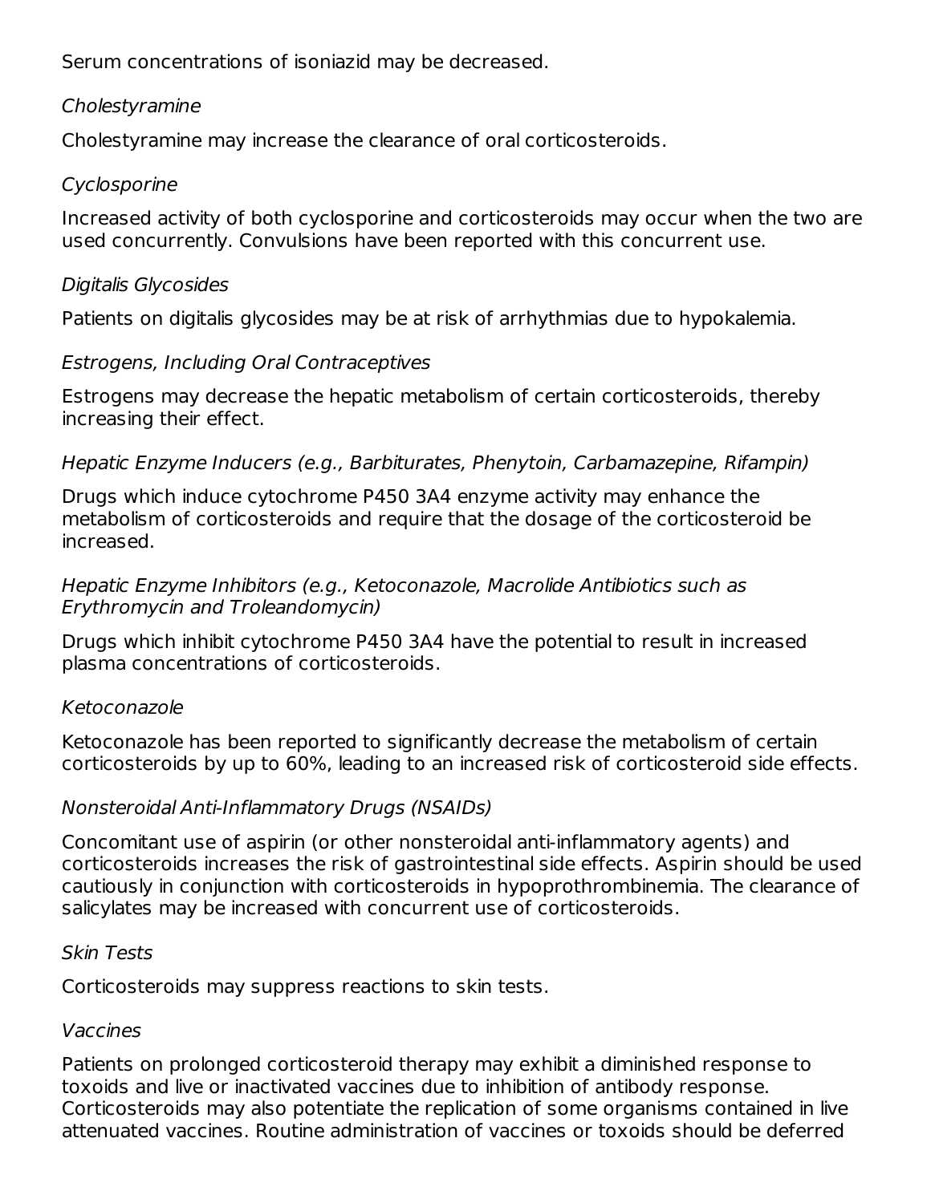Serum concentrations of isoniazid may be decreased.

*Cholestyramine*

Cholestyramine may increase the clearance of oral corticosteroids.

*Cyclosporine*

Increased activity of both cyclosporine and corticosteroids may occur when the two are used concurrently. Convulsions have been reported with this concurrent use.

*Digitalis Glycosides*

Patients on digitalis glycosides may be at risk of arrhythmias due to hypokalemia.

*Estrogens, Including Oral Contraceptives*

Estrogens may decrease the hepatic metabolism of certain corticosteroids, thereby increasing their effect.

*Hepatic Enzyme Inducers (e.g., Barbiturates, Phenytoin, Carbamazepine, Rifampin)*

Drugs which induce cytochrome P450 3A4 enzyme activity may enhance the metabolism of corticosteroids and require that the dosage of the corticosteroid be increased.

*Hepatic Enzyme Inhibitors (e.g., Ketoconazole, Macrolide Antibiotics such as Erythromycin and Troleandomycin)*

Drugs which inhibit cytochrome P450 3A4 have the potential to result in increased plasma concentrations of corticosteroids.

*Ketoconazole*

Ketoconazole has been reported to significantly decrease the metabolism of certain corticosteroids by up to 60%, leading to an increased risk of corticosteroid side effects.

*Nonsteroidal Anti-Inflammatory Drugs (NSAIDs)*

Concomitant use of aspirin (or other nonsteroidal anti-inflammatory agents) and corticosteroids increases the risk of gastrointestinal side effects. Aspirin should be used cautiously in conjunction with corticosteroids in hypoprothrombinemia. The clearance of salicylates may be increased with concurrent use of corticosteroids.

*Skin Tests*

Corticosteroids may suppress reactions to skin tests.

*Vaccines*

Patients on prolonged corticosteroid therapy may exhibit a diminished response to toxoids and live or inactivated vaccines due to inhibition of antibody response. Corticosteroids may also potentiate the replication of some organisms contained in live attenuated vaccines. Routine administration of vaccines or toxoids should be deferred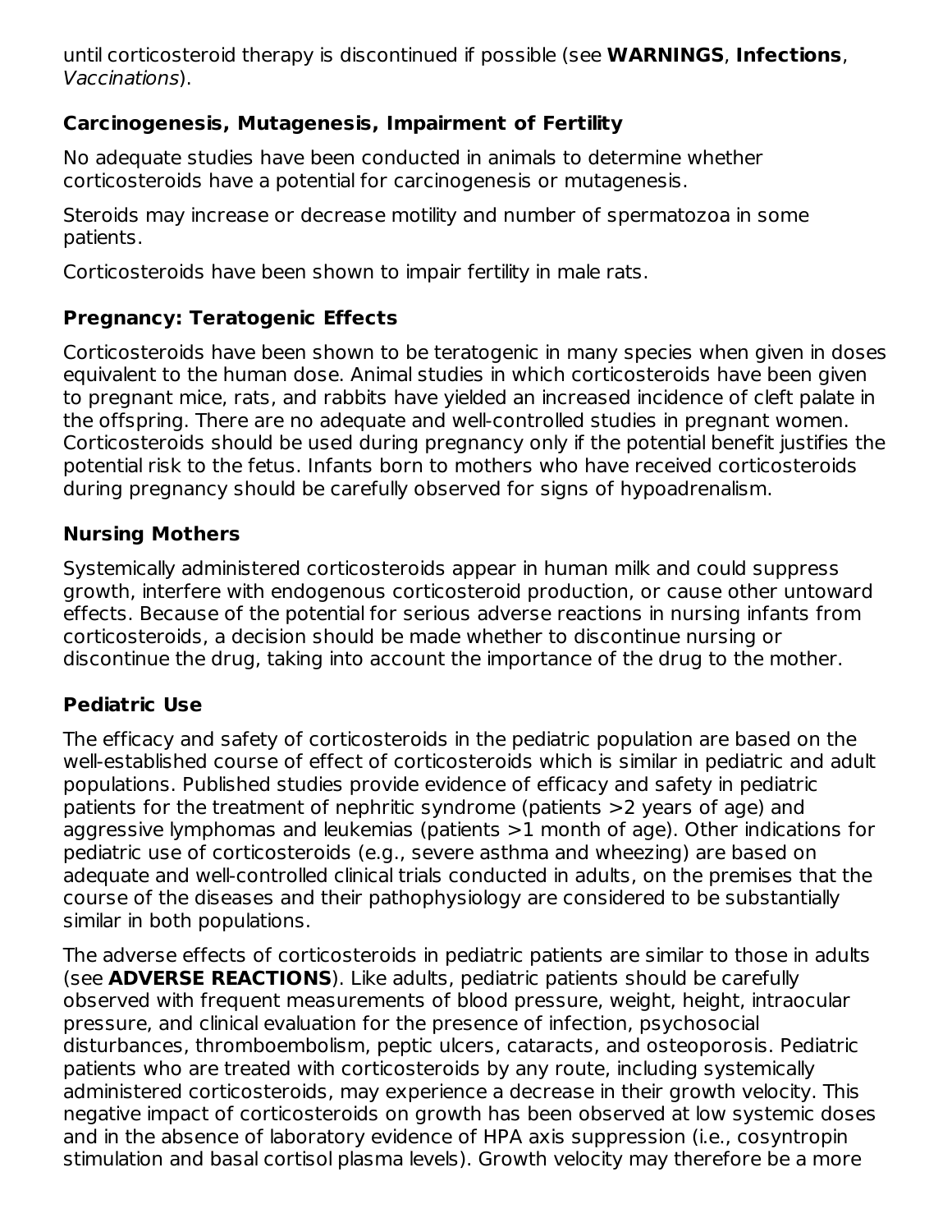until corticosteroid therapy is discontinued if possible (see **WARNINGS**, **Infections**, *Vaccinations*).

### Carcinogenesis, Mutagenesis, Impairment of Fertility

No adequate studies have been conducted in animals to determine whether corticosteroids have a potential for carcinogenesis or mutagenesis.

Steroids may increase or decrease motility and number of spermatozoa in some patients.

Corticosteroids have been shown to impair fertility in male rats.

### Pregnancy: Teratogenic Effects

Corticosteroids have been shown to be teratogenic in many species when given in doses equivalent to the human dose. Animal studies in which corticosteroids have been given to pregnant mice, rats, and rabbits have yielded an increased incidence of cleft palate in the offspring. There are no adequate and well-controlled studies in pregnant women. Corticosteroids should be used during pregnancy only if the potential benefit justifies the potential risk to the fetus. Infants born to mothers who have received corticosteroids during pregnancy should be carefully observed for signs of hypoadrenalism.

### Nursing Mothers

Systemically administered corticosteroids appear in human milk and could suppress growth, interfere with endogenous corticosteroid production, or cause other untoward effects. Because of the potential for serious adverse reactions in nursing infants from corticosteroids, a decision should be made whether to discontinue nursing or discontinue the drug, taking into account the importance of the drug to the mother.

### Pediatric Use

The efficacy and safety of corticosteroids in the pediatric population are based on the well-established course of effect of corticosteroids which is similar in pediatric and adult populations. Published studies provide evidence of efficacy and safety in pediatric patients for the treatment of nephritic syndrome (patients >2 years of age) and aggressive lymphomas and leukemias (patients >1 month of age). Other indications for pediatric use of corticosteroids (e.g., severe asthma and wheezing) are based on adequate and well-controlled clinical trials conducted in adults, on the premises that the course of the diseases and their pathophysiology are considered to be substantially similar in both populations.

The adverse effects of corticosteroids in pediatric patients are similar to those in adults (see **ADVERSE REACTIONS**). Like adults, pediatric patients should be carefully observed with frequent measurements of blood pressure, weight, height, intraocular pressure, and clinical evaluation for the presence of infection, psychosocial disturbances, thromboembolism, peptic ulcers, cataracts, and osteoporosis. Pediatric patients who are treated with corticosteroids by any route, including systemically administered corticosteroids, may experience a decrease in their growth velocity. This negative impact of corticosteroids on growth has been observed at low systemic doses and in the absence of laboratory evidence of HPA axis suppression (i.e., cosyntropin stimulation and basal cortisol plasma levels). Growth velocity may therefore be a more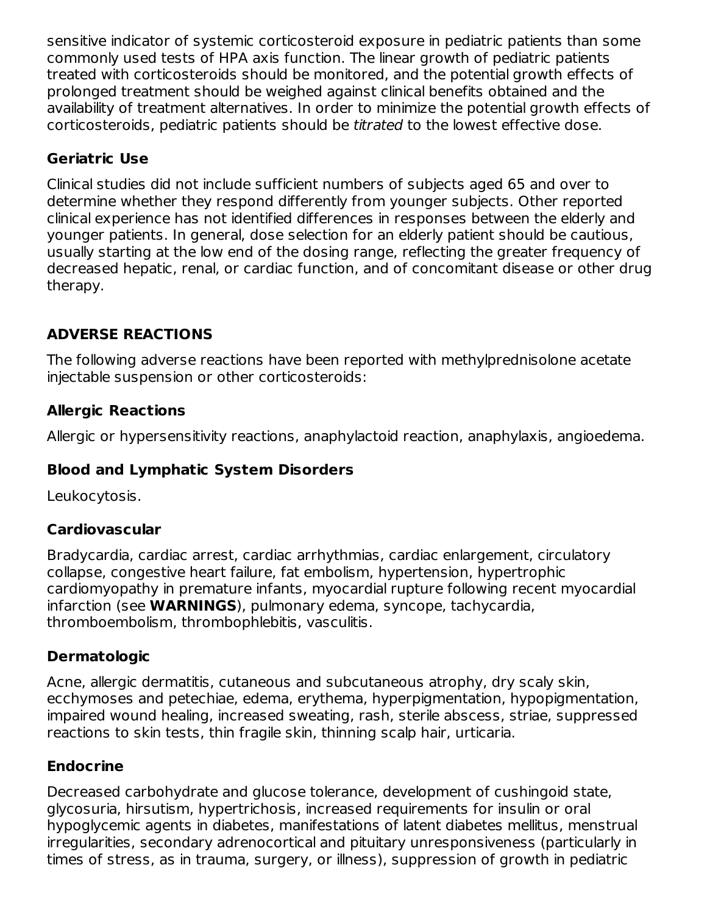sensitive indicator of systemic corticosteroid exposure in pediatric patients than some commonly used tests of HPA axis function. The linear growth of pediatric patients treated with corticosteroids should be monitored, and the potential growth effects of prolonged treatment should be weighed against clinical benefits obtained and the availability of treatment alternatives. In order to minimize the potential growth effects of corticosteroids, pediatric patients should be *titrated* to the lowest effective dose.

### Geriatric Use

Clinical studies did not include sufficient numbers of subjects aged 65 and over to determine whether they respond differently from younger subjects. Other reported clinical experience has not identified differences in responses between the elderly and younger patients. In general, dose selection for an elderly patient should be cautious, usually starting at the low end of the dosing range, reflecting the greater frequency of decreased hepatic, renal, or cardiac function, and of concomitant disease or other drug therapy.

## ADVERSE REACTIONS

The following adverse reactions have been reported with methylprednisolone acetate injectable suspension or other corticosteroids:

### Allergic Reactions

Allergic or hypersensitivity reactions, anaphylactoid reaction, anaphylaxis, angioedema.

### Blood and Lymphatic System Disorders

Leukocytosis.

### Cardiovascular

Bradycardia, cardiac arrest, cardiac arrhythmias, cardiac enlargement, circulatory collapse, congestive heart failure, fat embolism, hypertension, hypertrophic cardiomyopathy in premature infants, myocardial rupture following recent myocardial infarction (see **WARNINGS**), pulmonary edema, syncope, tachycardia, thromboembolism, thrombophlebitis, vasculitis.

### Dermatologic

Acne, allergic dermatitis, cutaneous and subcutaneous atrophy, dry scaly skin, ecchymoses and petechiae, edema, erythema, hyperpigmentation, hypopigmentation, impaired wound healing, increased sweating, rash, sterile abscess, striae, suppressed reactions to skin tests, thin fragile skin, thinning scalp hair, urticaria.

### Endocrine

Decreased carbohydrate and glucose tolerance, development of cushingoid state, glycosuria, hirsutism, hypertrichosis, increased requirements for insulin or oral hypoglycemic agents in diabetes, manifestations of latent diabetes mellitus, menstrual irregularities, secondary adrenocortical and pituitary unresponsiveness (particularly in times of stress, as in trauma, surgery, or illness), suppression of growth in pediatric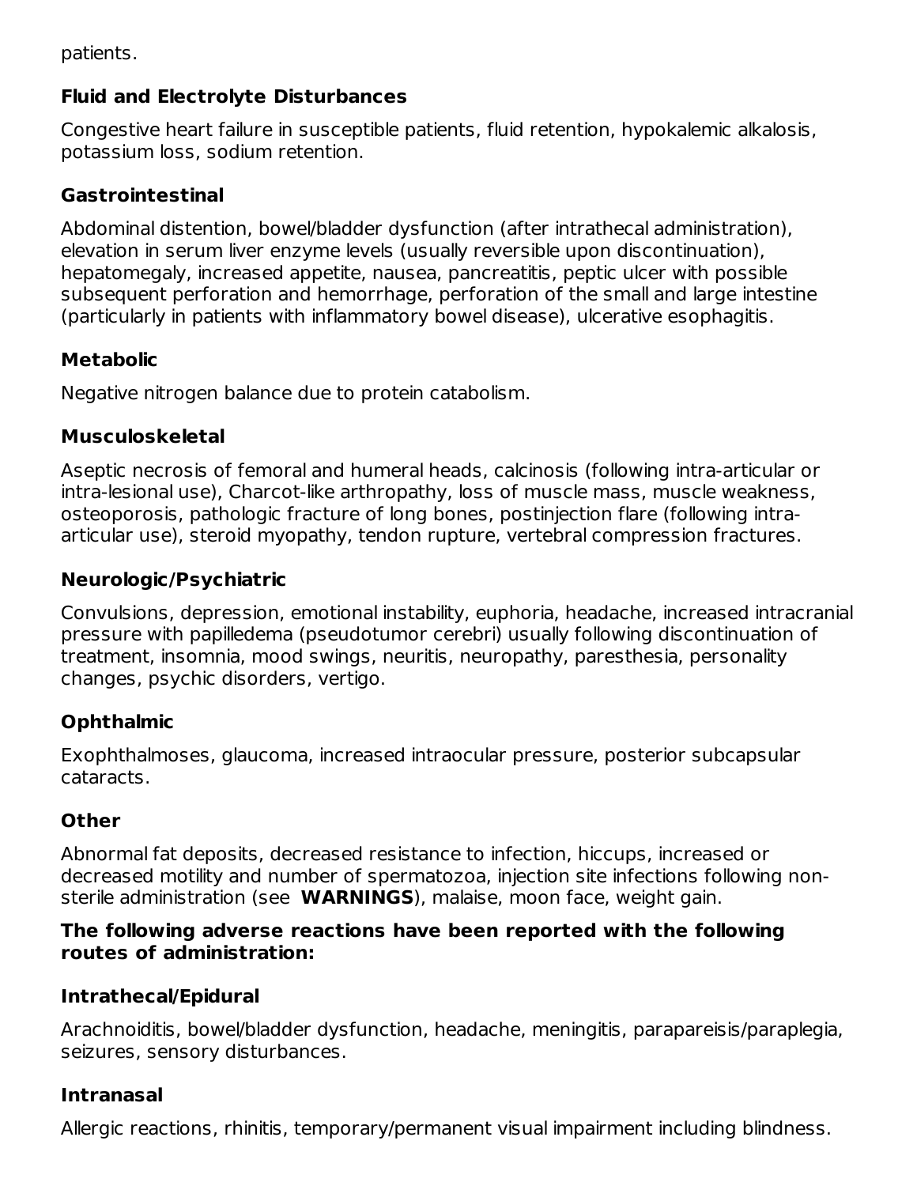patients.

### Fluid and Electrolyte Disturbances

Congestive heart failure in susceptible patients, fluid retention, hypokalemic alkalosis, potassium loss, sodium retention.

### Gastrointestinal

Abdominal distention, bowel/bladder dysfunction (after intrathecal administration), elevation in serum liver enzyme levels (usually reversible upon discontinuation), hepatomegaly, increased appetite, nausea, pancreatitis, peptic ulcer with possible subsequent perforation and hemorrhage, perforation of the small and large intestine (particularly in patients with inflammatory bowel disease), ulcerative esophagitis.

### Metabolic

Negative nitrogen balance due to protein catabolism.

### Musculoskeletal

Aseptic necrosis of femoral and humeral heads, calcinosis (following intra-articular or intra-lesional use), Charcot-like arthropathy, loss of muscle mass, muscle weakness, osteoporosis, pathologic fracture of long bones, postinjection flare (following intra-articular use), steroid myopathy, tendon rupture, vertebral compression fractures.

### Neurologic/Psychiatric

Convulsions, depression, emotional instability, euphoria, headache, increased intracranial pressure with papilledema (pseudotumor cerebri) usually following discontinuation of treatment, insomnia, mood swings, neuritis, neuropathy, paresthesia, personality changes, psychic disorders, vertigo.

### Ophthalmic

Exophthalmoses, glaucoma, increased intraocular pressure, posterior subcapsular cataracts.

### Other

Abnormal fat deposits, decreased resistance to infection, hiccups, increased or decreased motility and number of spermatozoa, injection site infections following non-sterile administration (see **WARNINGS**), malaise, moon face, weight gain.

**The following adverse reactions have been reported with the following routes of administration:**

### Intrathecal/Epidural

Arachnoiditis, bowel/bladder dysfunction, headache, meningitis, parapareisis/paraplegia, seizures, sensory disturbances.

### Intranasal

Allergic reactions, rhinitis, temporary/permanent visual impairment including blindness.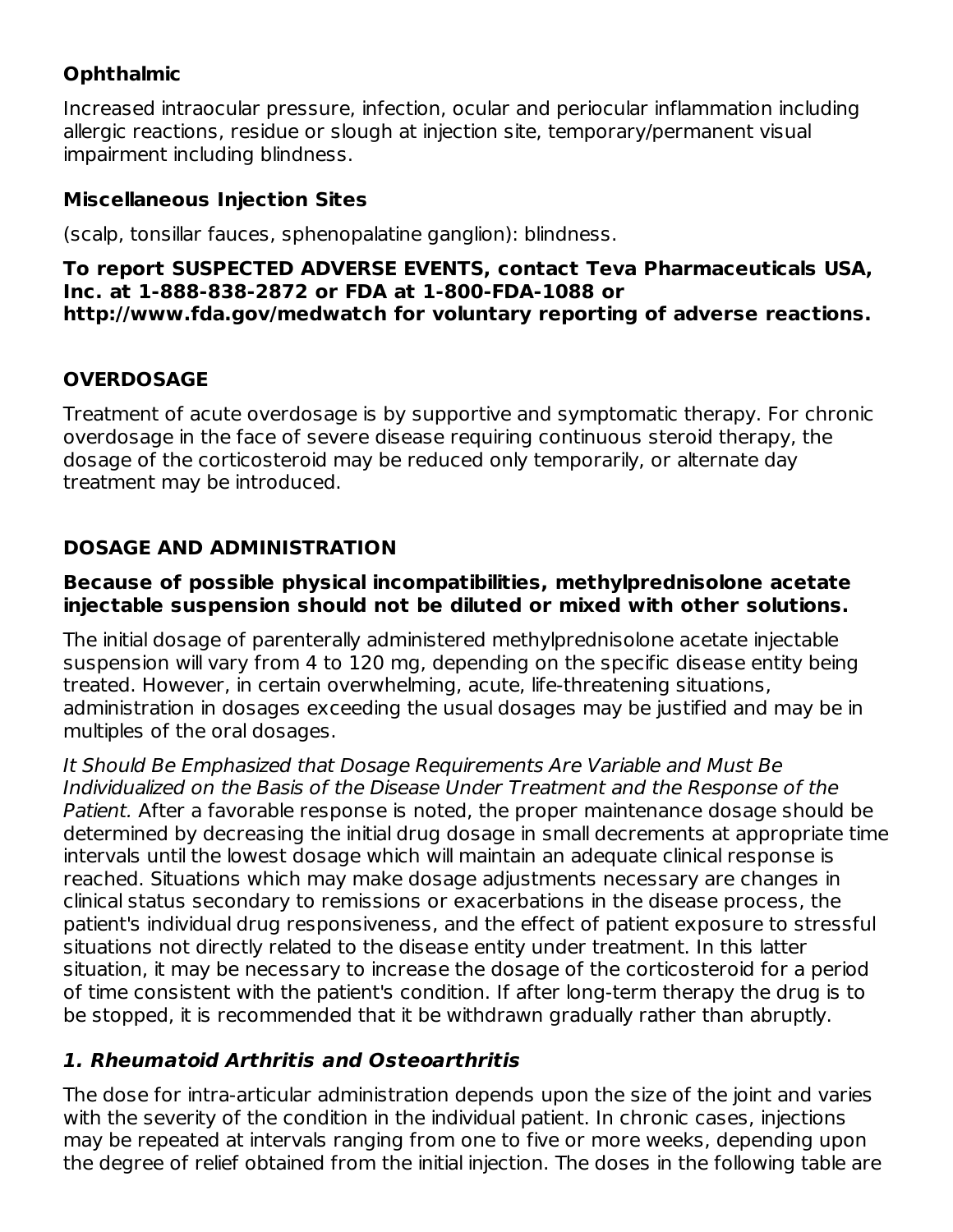### Ophthalmic

Increased intraocular pressure, infection, ocular and periocular inflammation including allergic reactions, residue or slough at injection site, temporary/permanent visual impairment including blindness.

### Miscellaneous Injection Sites

(scalp, tonsillar fauces, sphenopalatine ganglion): blindness.

**To report SUSPECTED ADVERSE EVENTS, contact Teva Pharmaceuticals USA, Inc. at 1-888-838-2872 or FDA at 1-800-FDA-1088 or http://www.fda.gov/medwatch for voluntary reporting of adverse reactions.**

## OVERDOSAGE

Treatment of acute overdosage is by supportive and symptomatic therapy. For chronic overdosage in the face of severe disease requiring continuous steroid therapy, the dosage of the corticosteroid may be reduced only temporarily, or alternate day treatment may be introduced.

## DOSAGE AND ADMINISTRATION

**Because of possible physical incompatibilities, methylprednisolone acetate injectable suspension should not be diluted or mixed with other solutions.**

The initial dosage of parenterally administered methylprednisolone acetate injectable suspension will vary from 4 to 120 mg, depending on the specific disease entity being treated. However, in certain overwhelming, acute, life-threatening situations, administration in dosages exceeding the usual dosages may be justified and may be in multiples of the oral dosages.

*It Should Be Emphasized that Dosage Requirements Are Variable and Must Be Individualized on the Basis of the Disease Under Treatment and the Response of the Patient.* After a favorable response is noted, the proper maintenance dosage should be determined by decreasing the initial drug dosage in small decrements at appropriate time intervals until the lowest dosage which will maintain an adequate clinical response is reached. Situations which may make dosage adjustments necessary are changes in clinical status secondary to remissions or exacerbations in the disease process, the patient's individual drug responsiveness, and the effect of patient exposure to stressful situations not directly related to the disease entity under treatment. In this latter situation, it may be necessary to increase the dosage of the corticosteroid for a period of time consistent with the patient's condition. If after long-term therapy the drug is to be stopped, it is recommended that it be withdrawn gradually rather than abruptly.

### *1. Rheumatoid Arthritis and Osteoarthritis*

The dose for intra-articular administration depends upon the size of the joint and varies with the severity of the condition in the individual patient. In chronic cases, injections may be repeated at intervals ranging from one to five or more weeks, depending upon the degree of relief obtained from the initial injection. The doses in the following table are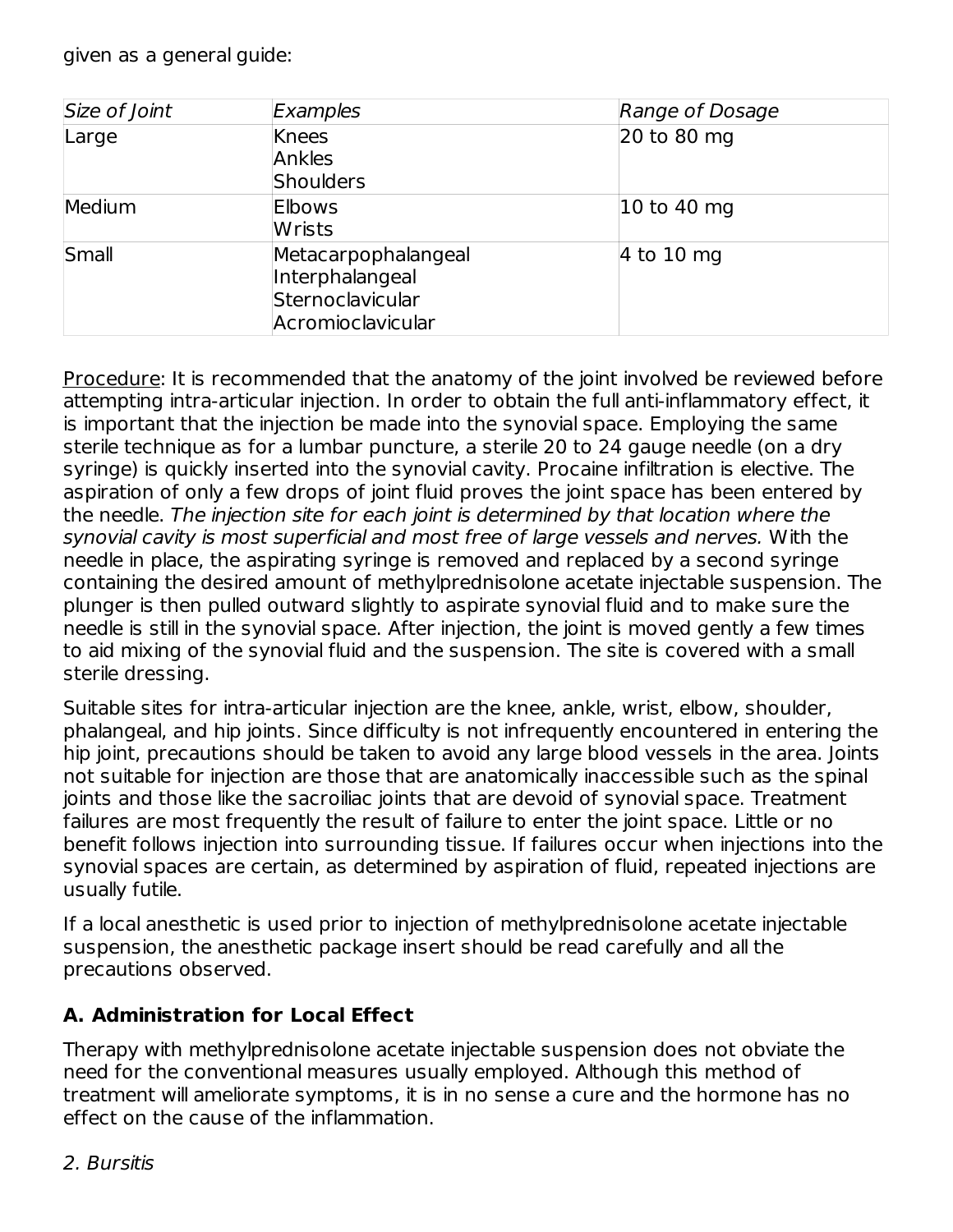given as a general guide:

| *Size of Joint* | *Examples* | *Range of Dosage* |
| --- | --- | --- |
| Large | Knees<br>Ankles<br>Shoulders | 20 to 80 mg |
| Medium | Elbows<br>Wrists | 10 to 40 mg |
| Small | Metacarpophalangeal<br>Interphalangeal<br>Sternoclavicular<br>Acromioclavicular | 4 to 10 mg |

Procedure: It is recommended that the anatomy of the joint involved be reviewed before attempting intra-articular injection. In order to obtain the full anti-inflammatory effect, it is important that the injection be made into the synovial space. Employing the same sterile technique as for a lumbar puncture, a sterile 20 to 24 gauge needle (on a dry syringe) is quickly inserted into the synovial cavity. Procaine infiltration is elective. The aspiration of only a few drops of joint fluid proves the joint space has been entered by the needle. *The injection site for each joint is determined by that location where the synovial cavity is most superficial and most free of large vessels and nerves.* With the needle in place, the aspirating syringe is removed and replaced by a second syringe containing the desired amount of methylprednisolone acetate injectable suspension. The plunger is then pulled outward slightly to aspirate synovial fluid and to make sure the needle is still in the synovial space. After injection, the joint is moved gently a few times to aid mixing of the synovial fluid and the suspension. The site is covered with a small sterile dressing.

Suitable sites for intra-articular injection are the knee, ankle, wrist, elbow, shoulder, phalangeal, and hip joints. Since difficulty is not infrequently encountered in entering the hip joint, precautions should be taken to avoid any large blood vessels in the area. Joints not suitable for injection are those that are anatomically inaccessible such as the spinal joints and those like the sacroiliac joints that are devoid of synovial space. Treatment failures are most frequently the result of failure to enter the joint space. Little or no benefit follows injection into surrounding tissue. If failures occur when injections into the synovial spaces are certain, as determined by aspiration of fluid, repeated injections are usually futile.

If a local anesthetic is used prior to injection of methylprednisolone acetate injectable suspension, the anesthetic package insert should be read carefully and all the precautions observed.

**A. Administration for Local Effect**

Therapy with methylprednisolone acetate injectable suspension does not obviate the need for the conventional measures usually employed. Although this method of treatment will ameliorate symptoms, it is in no sense a cure and the hormone has no effect on the cause of the inflammation.

*2. Bursitis*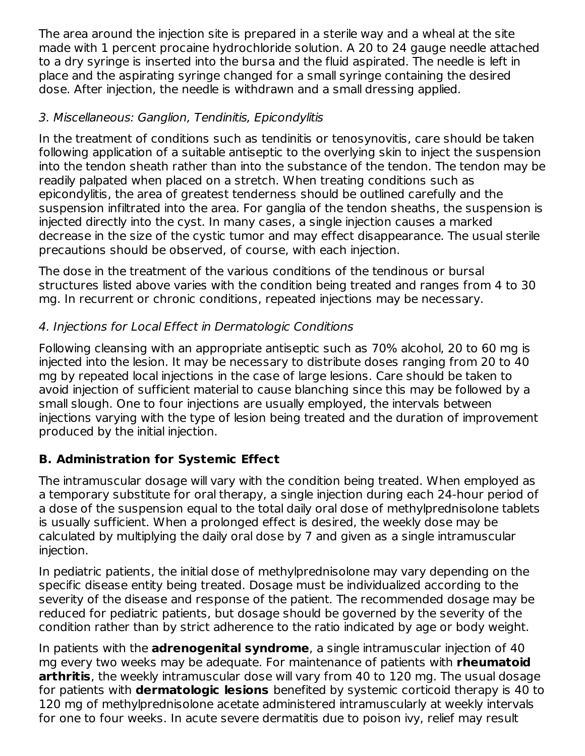The area around the injection site is prepared in a sterile way and a wheal at the site made with 1 percent procaine hydrochloride solution. A 20 to 24 gauge needle attached to a dry syringe is inserted into the bursa and the fluid aspirated. The needle is left in place and the aspirating syringe changed for a small syringe containing the desired dose. After injection, the needle is withdrawn and a small dressing applied.

*3. Miscellaneous: Ganglion, Tendinitis, Epicondylitis*

In the treatment of conditions such as tendinitis or tenosynovitis, care should be taken following application of a suitable antiseptic to the overlying skin to inject the suspension into the tendon sheath rather than into the substance of the tendon. The tendon may be readily palpated when placed on a stretch. When treating conditions such as epicondylitis, the area of greatest tenderness should be outlined carefully and the suspension infiltrated into the area. For ganglia of the tendon sheaths, the suspension is injected directly into the cyst. In many cases, a single injection causes a marked decrease in the size of the cystic tumor and may effect disappearance. The usual sterile precautions should be observed, of course, with each injection.

The dose in the treatment of the various conditions of the tendinous or bursal structures listed above varies with the condition being treated and ranges from 4 to 30 mg. In recurrent or chronic conditions, repeated injections may be necessary.

*4. Injections for Local Effect in Dermatologic Conditions*

Following cleansing with an appropriate antiseptic such as 70% alcohol, 20 to 60 mg is injected into the lesion. It may be necessary to distribute doses ranging from 20 to 40 mg by repeated local injections in the case of large lesions. Care should be taken to avoid injection of sufficient material to cause blanching since this may be followed by a small slough. One to four injections are usually employed, the intervals between injections varying with the type of lesion being treated and the duration of improvement produced by the initial injection.

**B. Administration for Systemic Effect**

The intramuscular dosage will vary with the condition being treated. When employed as a temporary substitute for oral therapy, a single injection during each 24-hour period of a dose of the suspension equal to the total daily oral dose of methylprednisolone tablets is usually sufficient. When a prolonged effect is desired, the weekly dose may be calculated by multiplying the daily oral dose by 7 and given as a single intramuscular injection.

In pediatric patients, the initial dose of methylprednisolone may vary depending on the specific disease entity being treated. Dosage must be individualized according to the severity of the disease and response of the patient. The recommended dosage may be reduced for pediatric patients, but dosage should be governed by the severity of the condition rather than by strict adherence to the ratio indicated by age or body weight.

In patients with the **adrenogenital syndrome**, a single intramuscular injection of 40 mg every two weeks may be adequate. For maintenance of patients with **rheumatoid arthritis**, the weekly intramuscular dose will vary from 40 to 120 mg. The usual dosage for patients with **dermatologic lesions** benefited by systemic corticoid therapy is 40 to 120 mg of methylprednisolone acetate administered intramuscularly at weekly intervals for one to four weeks. In acute severe dermatitis due to poison ivy, relief may result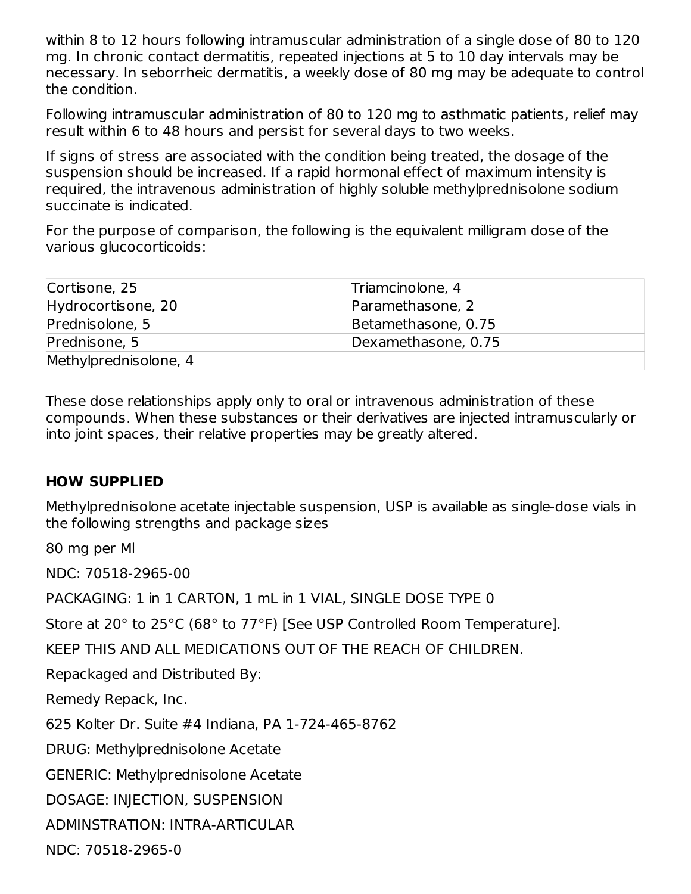within 8 to 12 hours following intramuscular administration of a single dose of 80 to 120 mg. In chronic contact dermatitis, repeated injections at 5 to 10 day intervals may be necessary. In seborrheic dermatitis, a weekly dose of 80 mg may be adequate to control the condition.

Following intramuscular administration of 80 to 120 mg to asthmatic patients, relief may result within 6 to 48 hours and persist for several days to two weeks.

If signs of stress are associated with the condition being treated, the dosage of the suspension should be increased. If a rapid hormonal effect of maximum intensity is required, the intravenous administration of highly soluble methylprednisolone sodium succinate is indicated.

For the purpose of comparison, the following is the equivalent milligram dose of the various glucocorticoids:

| | |
|---|---|
| Cortisone, 25 | Triamcinolone, 4 |
| Hydrocortisone, 20 | Paramethasone, 2 |
| Prednisolone, 5 | Betamethasone, 0.75 |
| Prednisone, 5 | Dexamethasone, 0.75 |
| Methylprednisolone, 4 | |

These dose relationships apply only to oral or intravenous administration of these compounds. When these substances or their derivatives are injected intramuscularly or into joint spaces, their relative properties may be greatly altered.

## HOW SUPPLIED

Methylprednisolone acetate injectable suspension, USP is available as single-dose vials in the following strengths and package sizes

80 mg per Ml

NDC: 70518-2965-00

PACKAGING: 1 in 1 CARTON, 1 mL in 1 VIAL, SINGLE DOSE TYPE 0

Store at 20° to 25°C (68° to 77°F) [See USP Controlled Room Temperature].

KEEP THIS AND ALL MEDICATIONS OUT OF THE REACH OF CHILDREN.

Repackaged and Distributed By:

Remedy Repack, Inc.

625 Kolter Dr. Suite #4 Indiana, PA 1-724-465-8762

DRUG: Methylprednisolone Acetate

GENERIC: Methylprednisolone Acetate

DOSAGE: INJECTION, SUSPENSION

ADMINSTRATION: INTRA-ARTICULAR

NDC: 70518-2965-0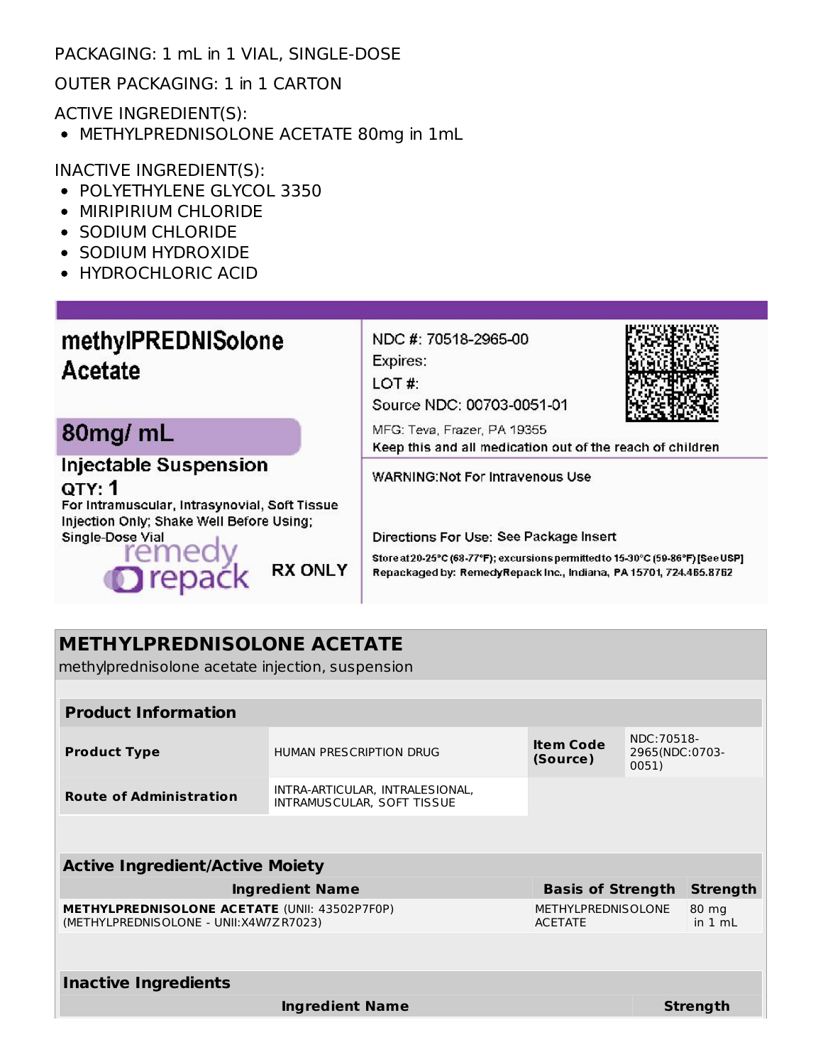PACKAGING: 1 mL in 1 VIAL, SINGLE-DOSE

OUTER PACKAGING: 1 in 1 CARTON

ACTIVE INGREDIENT(S):

- METHYLPREDNISOLONE ACETATE 80mg in 1mL

INACTIVE INGREDIENT(S):

- POLYETHYLENE GLYCOL 3350
- MIRIPIRIUM CHLORIDE
- SODIUM CHLORIDE
- SODIUM HYDROXIDE
- HYDROCHLORIC ACID

**methylPREDNISolone Acetate**

**80mg/ mL**

**Injectable Suspension**

**QTY: 1**

For Intramuscular, Intrasynovial, Soft Tissue Injection Only; Shake Well Before Using; Single-Dose Vial

remedy repack

**RX ONLY**

NDC #: 70518-2965-00

Expires:

LOT #:

Source NDC: 00703-0051-01

MFG: Teva, Frazer, PA 19355

Keep this and all medication out of the reach of children

WARNING:Not For Intravenous Use

Directions For Use: See Package Insert

Store at 20-25°C (68-77°F); excursions permitted to 15-30°C (59-86°F) [See USP]

Repackaged by: RemedyRepack Inc., Indiana, PA 15701, 724.465.8762

## METHYLPREDNISOLONE ACETATE

methylprednisolone acetate injection, suspension

| **Product Information** | | | |
|---|---|---|---|
| **Product Type** | HUMAN PRESCRIPTION DRUG | **Item Code (Source)** | NDC:70518-2965(NDC:0703-0051) |
| **Route of Administration** | INTRA-ARTICULAR, INTRALESIONAL, INTRAMUSCULAR, SOFT TISSUE | | |

| **Active Ingredient/Active Moiety** | | |
|---|---|---|
| **Ingredient Name** | **Basis of Strength** | **Strength** |
| **METHYLPREDNISOLONE ACETATE** (UNII: 43502P7F0P) (METHYLPREDNISOLONE - UNII:X4W7ZR7023) | METHYLPREDNISOLONE ACETATE | 80 mg in 1 mL |

| **Inactive Ingredients** | |
|---|---|
| **Ingredient Name** | **Strength** |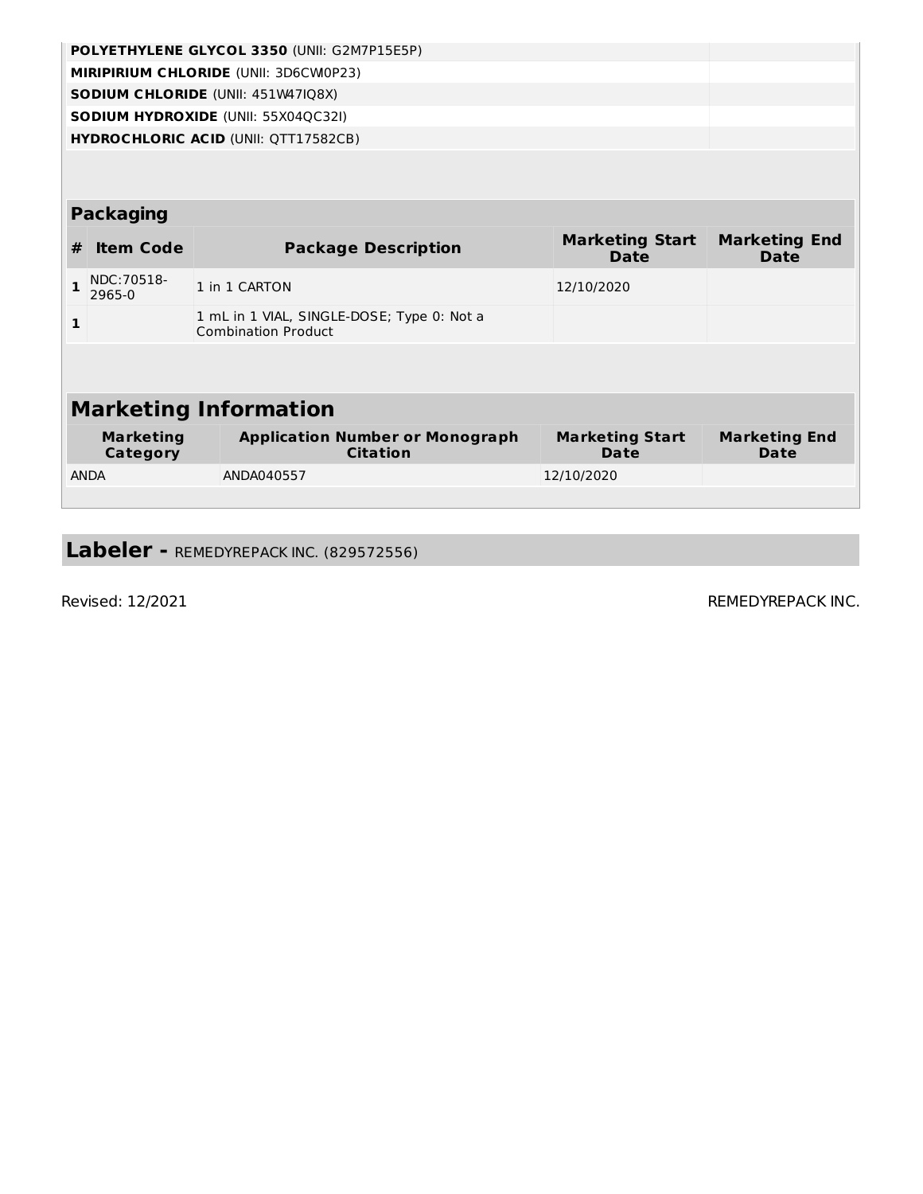| | |
|---|---|
| **POLYETHYLENE GLYCOL 3350** (UNII: G2M7P15E5P) | |
| **MIRIPIRIUM CHLORIDE** (UNII: 3D6CWI0P23) | |
| **SODIUM CHLORIDE** (UNII: 451W47IQ8X) | |
| **SODIUM HYDROXIDE** (UNII: 55X04QC32I) | |
| **HYDROCHLORIC ACID** (UNII: QTT17582CB) | |

**Packaging**

| # | Item Code | Package Description | Marketing Start Date | Marketing End Date |
|---|---|---|---|---|
| 1 | NDC:70518-2965-0 | 1 in 1 CARTON | 12/10/2020 | |
| 1 | | 1 mL in 1 VIAL, SINGLE-DOSE; Type 0: Not a Combination Product | | |

## Marketing Information

| Marketing Category | Application Number or Monograph Citation | Marketing Start Date | Marketing End Date |
|---|---|---|---|
| ANDA | ANDA040557 | 12/10/2020 | |

## Labeler - REMEDYREPACK INC. (829572556)

Revised: 12/2021

REMEDYREPACK INC.